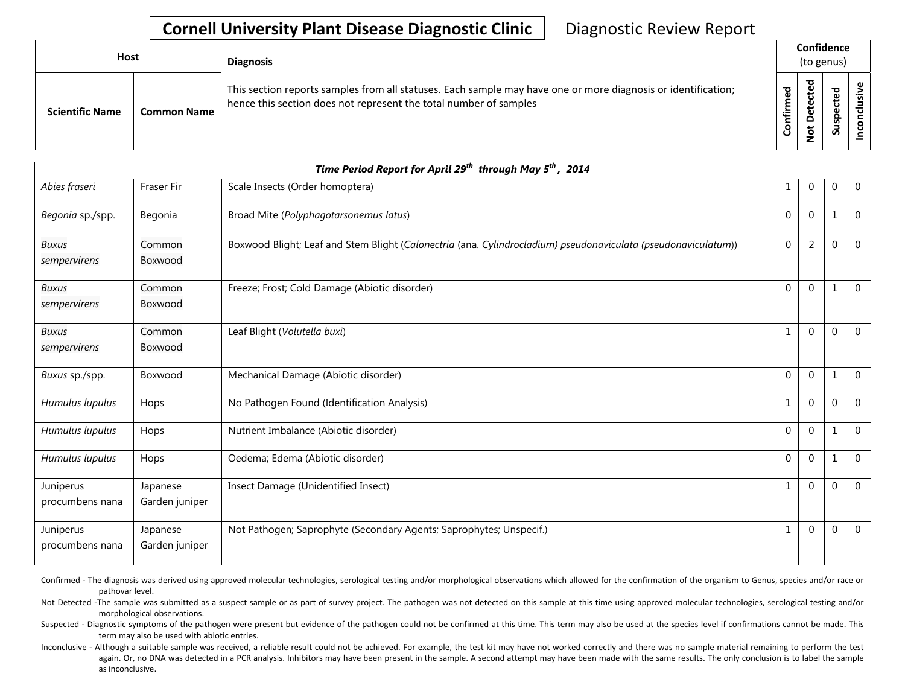# Cornell University Plant Disease Diagnostic Clinic

Diagnostic Review Report

| Host | | Diagnosis | Confidence (to genus) | | | |
|---|---|---|---|---|---|---|
| Scientific Name | Common Name | This section reports samples from all statuses. Each sample may have one or more diagnosis or identification; hence this section does not represent the total number of samples | Confirmed | Not Detected | Suspected | Inconclusive |

**Time Period Report for April 29th through May 5th, 2014**

| Scientific Name | Common Name | Diagnosis | Confirmed | Not Detected | Suspected | Inconclusive |
|---|---|---|---|---|---|---|
| *Abies fraseri* | Fraser Fir | Scale Insects (Order homoptera) | 1 | 0 | 0 | 0 |
| *Begonia* sp./spp. | Begonia | Broad Mite (*Polyphagotarsonemus latus*) | 0 | 0 | 1 | 0 |
| *Buxus sempervirens* | Common Boxwood | Boxwood Blight; Leaf and Stem Blight (*Calonectria* (ana. *Cylindrocladium) pseudonaviculata (pseudonaviculatum)*) | 0 | 2 | 0 | 0 |
| *Buxus sempervirens* | Common Boxwood | Freeze; Frost; Cold Damage (Abiotic disorder) | 0 | 0 | 1 | 0 |
| *Buxus sempervirens* | Common Boxwood | Leaf Blight (*Volutella buxi*) | 1 | 0 | 0 | 0 |
| *Buxus* sp./spp. | Boxwood | Mechanical Damage (Abiotic disorder) | 0 | 0 | 1 | 0 |
| *Humulus lupulus* | Hops | No Pathogen Found (Identification Analysis) | 1 | 0 | 0 | 0 |
| *Humulus lupulus* | Hops | Nutrient Imbalance (Abiotic disorder) | 0 | 0 | 1 | 0 |
| *Humulus lupulus* | Hops | Oedema; Edema (Abiotic disorder) | 0 | 0 | 1 | 0 |
| Juniperus procumbens nana | Japanese Garden juniper | Insect Damage (Unidentified Insect) | 1 | 0 | 0 | 0 |
| Juniperus procumbens nana | Japanese Garden juniper | Not Pathogen; Saprophyte (Secondary Agents; Saprophytes; Unspecif.) | 1 | 0 | 0 | 0 |

Confirmed - The diagnosis was derived using approved molecular technologies, serological testing and/or morphological observations which allowed for the confirmation of the organism to Genus, species and/or race or pathovar level.

Not Detected -The sample was submitted as a suspect sample or as part of survey project. The pathogen was not detected on this sample at this time using approved molecular technologies, serological testing and/or morphological observations.

Suspected - Diagnostic symptoms of the pathogen were present but evidence of the pathogen could not be confirmed at this time. This term may also be used at the species level if confirmations cannot be made. This term may also be used with abiotic entries.

Inconclusive - Although a suitable sample was received, a reliable result could not be achieved. For example, the test kit may have not worked correctly and there was no sample material remaining to perform the test again. Or, no DNA was detected in a PCR analysis. Inhibitors may have been present in the sample. A second attempt may have been made with the same results. The only conclusion is to label the sample as inconclusive.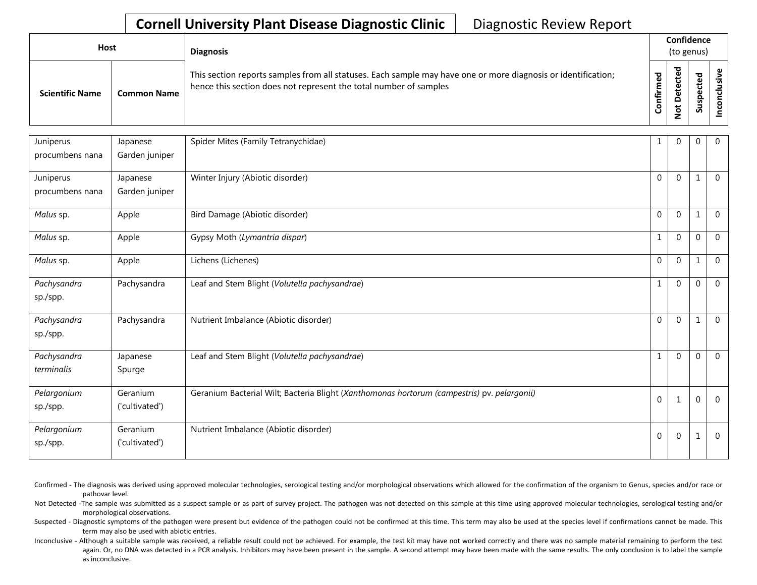**Cornell University Plant Disease Diagnostic Clinic** Diagnostic Review Report

| Host | | Diagnosis | Confidence (to genus) | | | |
|---|---|---|---|---|---|---|
| Scientific Name | Common Name | This section reports samples from all statuses. Each sample may have one or more diagnosis or identification; hence this section does not represent the total number of samples | Confirmed | Not Detected | Suspected | Inconclusive |
| Juniperus procumbens nana | Japanese Garden juniper | Spider Mites (Family Tetranychidae) | 1 | 0 | 0 | 0 |
| Juniperus procumbens nana | Japanese Garden juniper | Winter Injury (Abiotic disorder) | 0 | 0 | 1 | 0 |
| *Malus* sp. | Apple | Bird Damage (Abiotic disorder) | 0 | 0 | 1 | 0 |
| *Malus* sp. | Apple | Gypsy Moth (*Lymantria dispar*) | 1 | 0 | 0 | 0 |
| *Malus* sp. | Apple | Lichens (Lichenes) | 0 | 0 | 1 | 0 |
| *Pachysandra* sp./spp. | Pachysandra | Leaf and Stem Blight (*Volutella pachysandrae*) | 1 | 0 | 0 | 0 |
| *Pachysandra* sp./spp. | Pachysandra | Nutrient Imbalance (Abiotic disorder) | 0 | 0 | 1 | 0 |
| *Pachysandra terminalis* | Japanese Spurge | Leaf and Stem Blight (*Volutella pachysandrae*) | 1 | 0 | 0 | 0 |
| *Pelargonium* sp./spp. | Geranium ('cultivated') | Geranium Bacterial Wilt; Bacteria Blight (*Xanthomonas hortorum (campestris)* pv. *pelargonii*) | 0 | 1 | 0 | 0 |
| *Pelargonium* sp./spp. | Geranium ('cultivated') | Nutrient Imbalance (Abiotic disorder) | 0 | 0 | 1 | 0 |

Confirmed - The diagnosis was derived using approved molecular technologies, serological testing and/or morphological observations which allowed for the confirmation of the organism to Genus, species and/or race or pathovar level.

Not Detected -The sample was submitted as a suspect sample or as part of survey project. The pathogen was not detected on this sample at this time using approved molecular technologies, serological testing and/or morphological observations.

Suspected - Diagnostic symptoms of the pathogen were present but evidence of the pathogen could not be confirmed at this time. This term may also be used at the species level if confirmations cannot be made. This term may also be used with abiotic entries.

Inconclusive - Although a suitable sample was received, a reliable result could not be achieved. For example, the test kit may have not worked correctly and there was no sample material remaining to perform the test again. Or, no DNA was detected in a PCR analysis. Inhibitors may have been present in the sample. A second attempt may have been made with the same results. The only conclusion is to label the sample as inconclusive.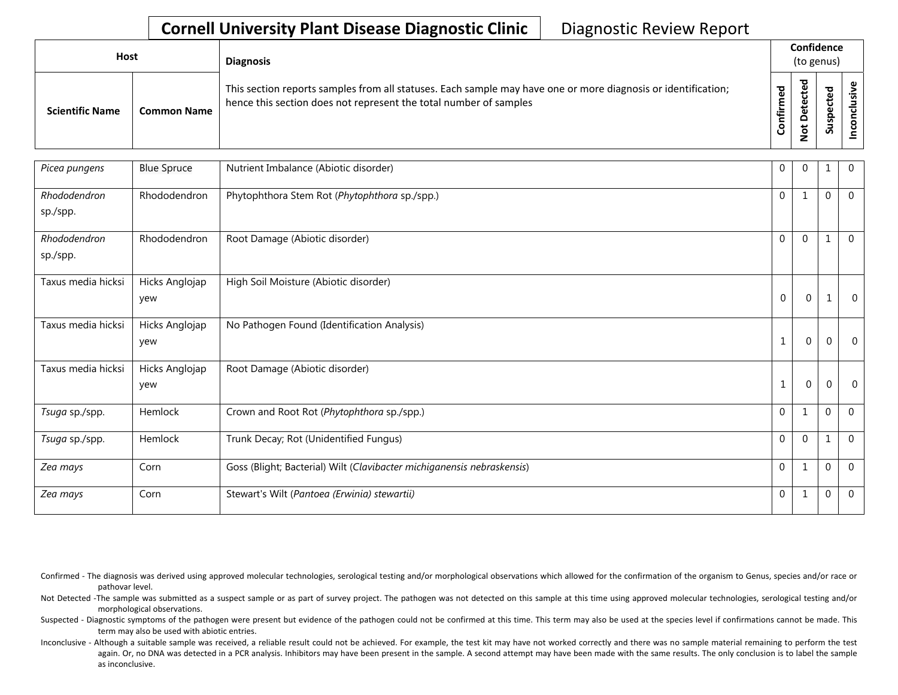# Cornell University Plant Disease Diagnostic Clinic

Diagnostic Review Report

| Host | | Diagnosis | Confidence (to genus) | | | |
|---|---|---|---|---|---|---|
| Scientific Name | Common Name | This section reports samples from all statuses. Each sample may have one or more diagnosis or identification; hence this section does not represent the total number of samples | Confirmed | Not Detected | Suspected | Inconclusive |
| *Picea pungens* | Blue Spruce | Nutrient Imbalance (Abiotic disorder) | 0 | 0 | 1 | 0 |
| *Rhododendron* sp./spp. | Rhododendron | Phytophthora Stem Rot (*Phytophthora* sp./spp.) | 0 | 1 | 0 | 0 |
| *Rhododendron* sp./spp. | Rhododendron | Root Damage (Abiotic disorder) | 0 | 0 | 1 | 0 |
| Taxus media hicksi | Hicks Anglojap yew | High Soil Moisture (Abiotic disorder) | 0 | 0 | 1 | 0 |
| Taxus media hicksi | Hicks Anglojap yew | No Pathogen Found (Identification Analysis) | 1 | 0 | 0 | 0 |
| Taxus media hicksi | Hicks Anglojap yew | Root Damage (Abiotic disorder) | 1 | 0 | 0 | 0 |
| *Tsuga* sp./spp. | Hemlock | Crown and Root Rot (*Phytophthora* sp./spp.) | 0 | 1 | 0 | 0 |
| *Tsuga* sp./spp. | Hemlock | Trunk Decay; Rot (Unidentified Fungus) | 0 | 0 | 1 | 0 |
| *Zea mays* | Corn | Goss (Blight; Bacterial) Wilt (*Clavibacter michiganensis nebraskensis*) | 0 | 1 | 0 | 0 |
| *Zea mays* | Corn | Stewart's Wilt (*Pantoea (Erwinia) stewartii)* | 0 | 1 | 0 | 0 |

Confirmed - The diagnosis was derived using approved molecular technologies, serological testing and/or morphological observations which allowed for the confirmation of the organism to Genus, species and/or race or pathovar level.

Not Detected -The sample was submitted as a suspect sample or as part of survey project. The pathogen was not detected on this sample at this time using approved molecular technologies, serological testing and/or morphological observations.

Suspected - Diagnostic symptoms of the pathogen were present but evidence of the pathogen could not be confirmed at this time. This term may also be used at the species level if confirmations cannot be made. This term may also be used with abiotic entries.

Inconclusive - Although a suitable sample was received, a reliable result could not be achieved. For example, the test kit may have not worked correctly and there was no sample material remaining to perform the test again. Or, no DNA was detected in a PCR analysis. Inhibitors may have been present in the sample. A second attempt may have been made with the same results. The only conclusion is to label the sample as inconclusive.